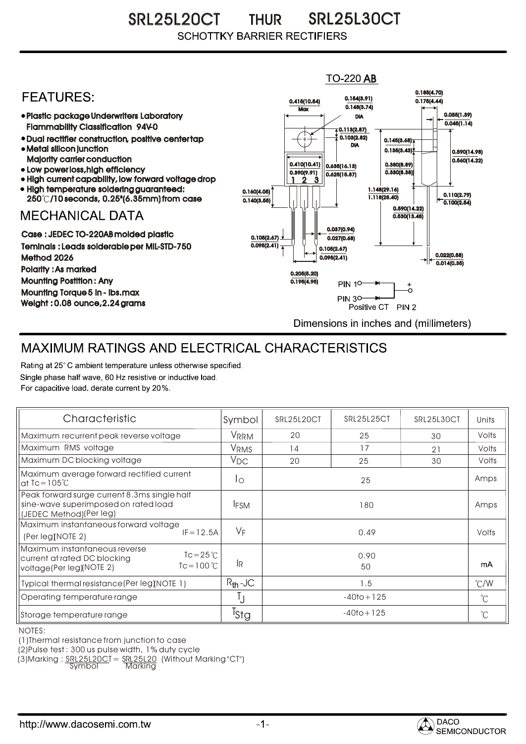# SRL25L20CT THUR SRL25L30CT

SCHOTTKY BARRIER RECTIFIERS

## FEATURES:

- Plastic package Underwriters Laboratory Flammability Classification 94V-0
- Dual rectifier construction, positive center tap
- Metal silicon junction Majority carrier conduction
- Low power loss, high efficiency
- High current capability, low forward voltage drop
- High temperature soldering guaranteed: 250℃/10 seconds, 0.25"(6.35mm) from case

## MECHANICAL DATA

Case : JEDEC TO-220AB molded plastic
Teminals : Leads solderable per MIL-STD-750 Method 2026
Polarity : As marked
Mounting Postition : Any
Mounting Torque 5 in - lbs.max
Weight : 0.08 ounce, 2.24 grams

TO-220 AB

PIN 1, PIN 3, Positive CT PIN 2

Dimensions in inches and (millimeters)

## MAXIMUM RATINGS AND ELECTRICAL CHARACTERISTICS

Rating at 25° C ambient temperature unless otherwise specified.
Single phase half wave, 60 Hz resistive or inductive load.
For capacitive load. derate current by 20%.

| Characteristic | Symbol | SRL25L20CT | SRL25L25CT | SRL25L30CT | Units |
|---|---|---|---|---|---|
| Maximum recurrent peak reverse voltage | $V_{RRM}$ | 20 | 25 | 30 | Volts |
| Maximum RMS voltage | $V_{RMS}$ | 14 | 17 | 21 | Volts |
| Maximum DC blocking voltage | $V_{DC}$ | 20 | 25 | 30 | Volts |
| Maximum average forward rectified current at Tc=105℃ | $I_O$ | | 25 | | Amps |
| Peak forward surge current 8.3ms single half sine-wave superimposed on rated load (JEDEC Method)(Per leg) | $I_{FSM}$ | | 180 | | Amps |
| Maximum instantaneous forward voltage (Per leg)(NOTE 2) IF=12.5A | $V_F$ | | 0.49 | | Volts |
| Maximum instantaneous reverse current at rated DC blocking voltage(Per leg)(NOTE 2) Tc=25℃ / Tc=100℃ | $I_R$ | | 0.90 / 50 | | mA |
| Typical thermal resistance(Per leg)(NOTE 1) | $R_{th}$-JC | | 1.5 | | ℃/W |
| Operating temperature range | $T_J$ | | -40to+125 | | ℃ |
| Storage temperature range | $T_{Stg}$ | | -40to+125 | | ℃ |

NOTES:
(1)Thermal resistance from junction to case
(2)Pulse test : 300 us pulse width, 1% duty cycle
(3)Marking : SRL25L20CT = SRL25L20 (Without Marking "CT")
Symbol Marking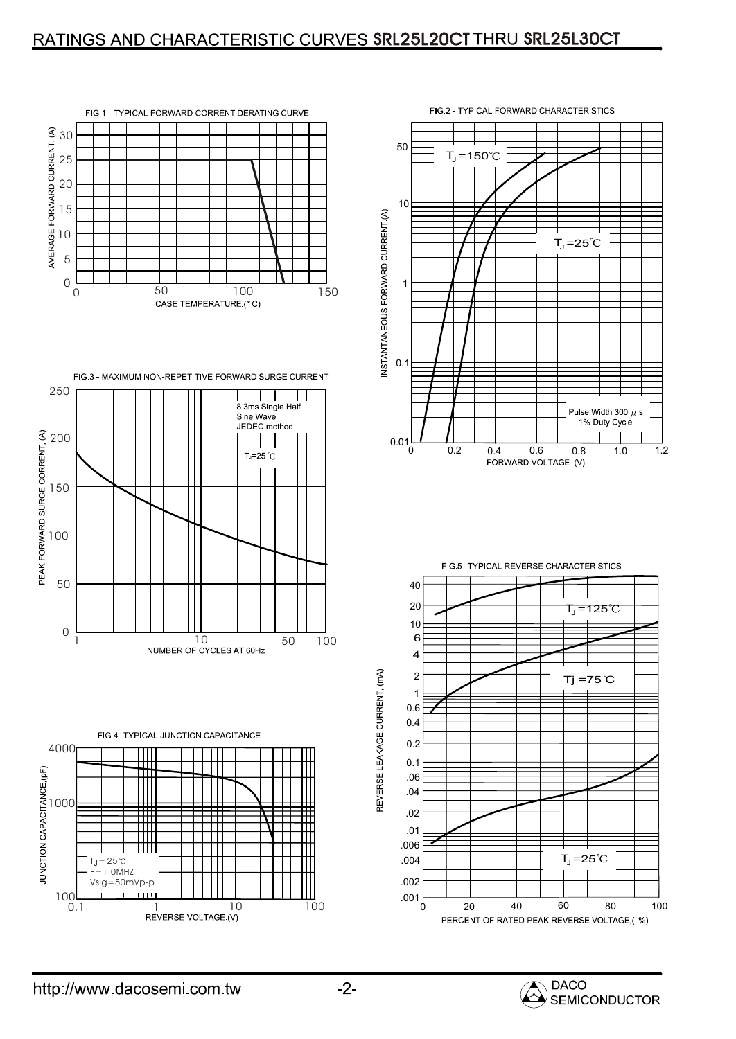# RATINGS AND CHARACTERISTIC CURVES SRL25L20CT THRU SRL25L30CT

FIG.1 - TYPICAL FORWARD CORRENT DERATING CURVE

AVERAGE FORWARD CURRENT, (A)

30
25
20
15
10
5
0

0 50 100 150

CASE TEMPERATURE.(°C)

FIG.2 - TYPICAL FORWARD CHARACTERISTICS

INSTANTANEOUS FORWARD CURRENT,(A)

50
10
1
0.1
0.01

$T_J$=150℃

$T_J$=25℃

Pulse Width 300 μ s
1% Duty Cycle

0 0.2 0.4 0.6 0.8 1.0 1.2

FORWARD VOLTAGE. (V)

FIG.3 - MAXIMUM NON-REPETITIVE FORWARD SURGE CURRENT

PEAK FORWARD SURGE CORRENT, (A)

250
200
150
100
50
0

8.3ms Single Half
Sine Wave
JEDEC method

$T_J$=25 ℃

1 10 50 100

NUMBER OF CYCLES AT 60Hz

FIG.4- TYPICAL JUNCTION CAPACITANCE

JUNCTION CAPACITANCE,(pF)

4000
1000
100

$T_J$= 25 ℃
F=1.0MHZ
Vsig=50mVp-p

0.1 1 10 100

REVERSE VOLTAGE.(V)

FIG.5- TYPICAL REVERSE CHARACTERISTICS

REVERSE LEAKAGE CURRENT, (mA)

40
20
10
6
4
2
1
0.6
0.4
0.2
0.1
.06
.04
.02
.01
.006
.004
.002
.001

$T_J$=125℃

Tj =75℃

$T_J$=25℃

0 20 40 60 80 100

PERCENT OF RATED PEAK REVERSE VOLTAGE,( %)

http://www.dacosemi.com.tw

DACO SEMICONDUCTOR